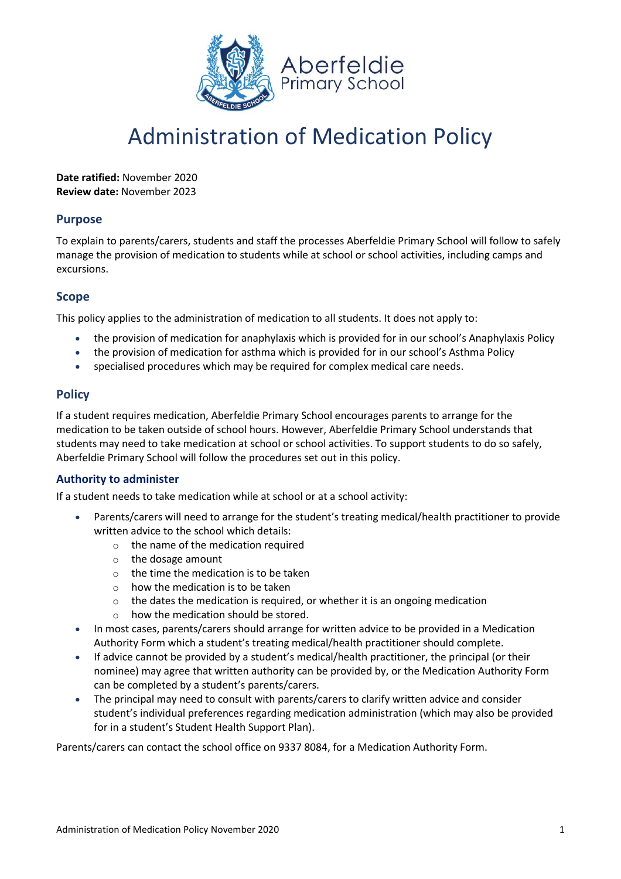Aberfeldie
Primary School

# Administration of Medication Policy

**Date ratified:** November 2020
**Review date:** November 2023

## Purpose

To explain to parents/carers, students and staff the processes Aberfeldie Primary School will follow to safely manage the provision of medication to students while at school or school activities, including camps and excursions.

## Scope

This policy applies to the administration of medication to all students. It does not apply to:

- the provision of medication for anaphylaxis which is provided for in our school's Anaphylaxis Policy
- the provision of medication for asthma which is provided for in our school's Asthma Policy
- specialised procedures which may be required for complex medical care needs.

## Policy

If a student requires medication, Aberfeldie Primary School encourages parents to arrange for the medication to be taken outside of school hours. However, Aberfeldie Primary School understands that students may need to take medication at school or school activities. To support students to do so safely, Aberfeldie Primary School will follow the procedures set out in this policy.

### Authority to administer

If a student needs to take medication while at school or at a school activity:

- Parents/carers will need to arrange for the student's treating medical/health practitioner to provide written advice to the school which details:
  - the name of the medication required
  - the dosage amount
  - the time the medication is to be taken
  - how the medication is to be taken
  - the dates the medication is required, or whether it is an ongoing medication
  - how the medication should be stored.
- In most cases, parents/carers should arrange for written advice to be provided in a Medication Authority Form which a student's treating medical/health practitioner should complete.
- If advice cannot be provided by a student's medical/health practitioner, the principal (or their nominee) may agree that written authority can be provided by, or the Medication Authority Form can be completed by a student's parents/carers.
- The principal may need to consult with parents/carers to clarify written advice and consider student's individual preferences regarding medication administration (which may also be provided for in a student's Student Health Support Plan).

Parents/carers can contact the school office on 9337 8084, for a Medication Authority Form.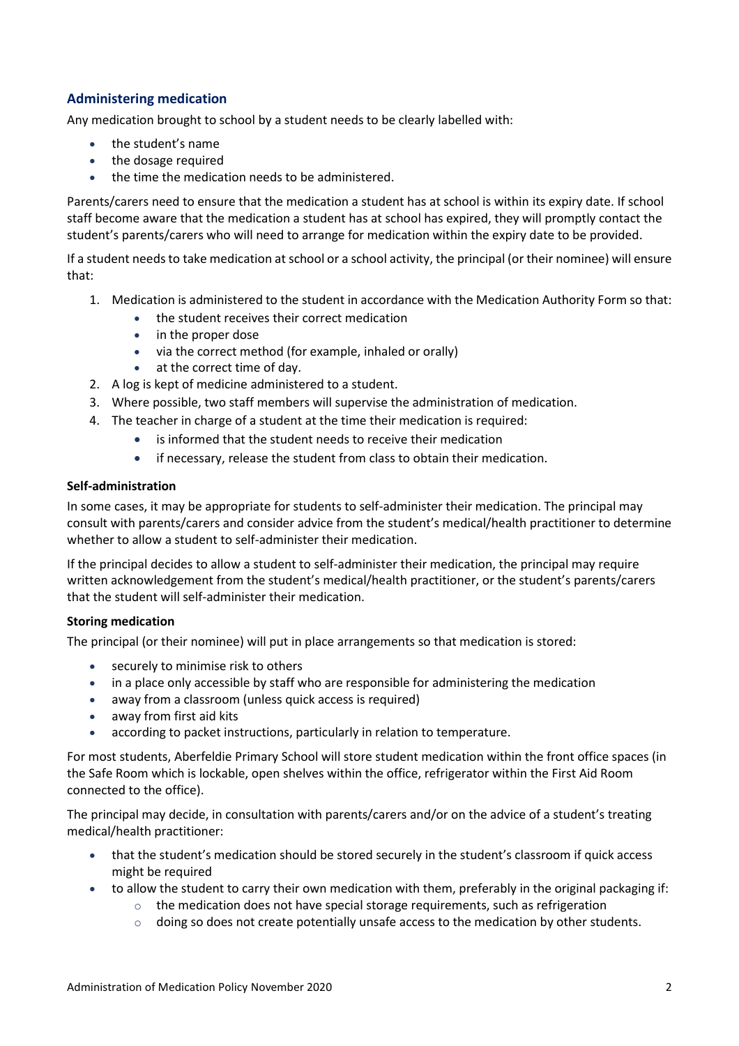## Administering medication

Any medication brought to school by a student needs to be clearly labelled with:

- the student's name
- the dosage required
- the time the medication needs to be administered.

Parents/carers need to ensure that the medication a student has at school is within its expiry date. If school staff become aware that the medication a student has at school has expired, they will promptly contact the student's parents/carers who will need to arrange for medication within the expiry date to be provided.

If a student needs to take medication at school or a school activity, the principal (or their nominee) will ensure that:

1. Medication is administered to the student in accordance with the Medication Authority Form so that:
    - the student receives their correct medication
    - in the proper dose
    - via the correct method (for example, inhaled or orally)
    - at the correct time of day.
2. A log is kept of medicine administered to a student.
3. Where possible, two staff members will supervise the administration of medication.
4. The teacher in charge of a student at the time their medication is required:
    - is informed that the student needs to receive their medication
    - if necessary, release the student from class to obtain their medication.

**Self-administration**

In some cases, it may be appropriate for students to self-administer their medication. The principal may consult with parents/carers and consider advice from the student's medical/health practitioner to determine whether to allow a student to self-administer their medication.

If the principal decides to allow a student to self-administer their medication, the principal may require written acknowledgement from the student's medical/health practitioner, or the student's parents/carers that the student will self-administer their medication.

**Storing medication**

The principal (or their nominee) will put in place arrangements so that medication is stored:

- securely to minimise risk to others
- in a place only accessible by staff who are responsible for administering the medication
- away from a classroom (unless quick access is required)
- away from first aid kits
- according to packet instructions, particularly in relation to temperature.

For most students, Aberfeldie Primary School will store student medication within the front office spaces (in the Safe Room which is lockable, open shelves within the office, refrigerator within the First Aid Room connected to the office).

The principal may decide, in consultation with parents/carers and/or on the advice of a student's treating medical/health practitioner:

- that the student's medication should be stored securely in the student's classroom if quick access might be required
- to allow the student to carry their own medication with them, preferably in the original packaging if:
    - the medication does not have special storage requirements, such as refrigeration
    - doing so does not create potentially unsafe access to the medication by other students.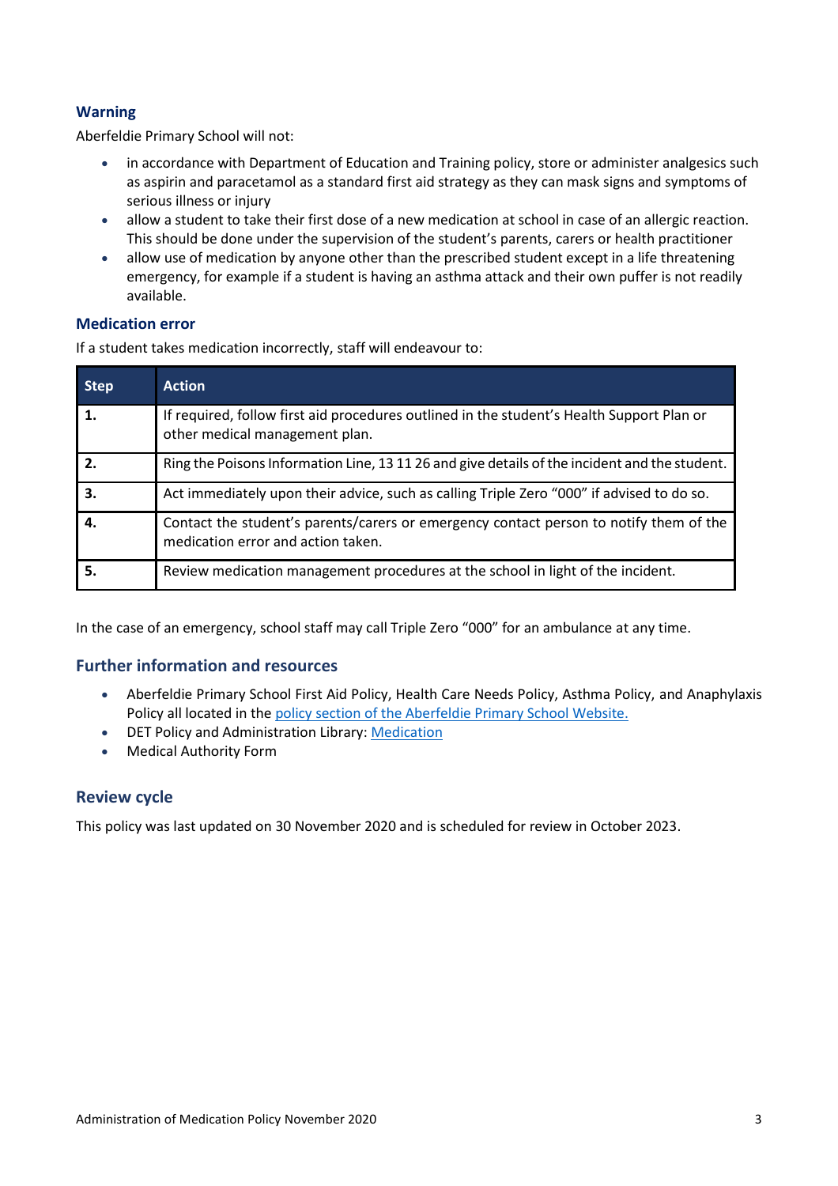### Warning

Aberfeldie Primary School will not:

- in accordance with Department of Education and Training policy, store or administer analgesics such as aspirin and paracetamol as a standard first aid strategy as they can mask signs and symptoms of serious illness or injury
- allow a student to take their first dose of a new medication at school in case of an allergic reaction. This should be done under the supervision of the student's parents, carers or health practitioner
- allow use of medication by anyone other than the prescribed student except in a life threatening emergency, for example if a student is having an asthma attack and their own puffer is not readily available.

### Medication error

If a student takes medication incorrectly, staff will endeavour to:

| Step | Action |
| --- | --- |
| **1.** | If required, follow first aid procedures outlined in the student's Health Support Plan or other medical management plan. |
| **2.** | Ring the Poisons Information Line, 13 11 26 and give details of the incident and the student. |
| **3.** | Act immediately upon their advice, such as calling Triple Zero "000" if advised to do so. |
| **4.** | Contact the student's parents/carers or emergency contact person to notify them of the medication error and action taken. |
| **5.** | Review medication management procedures at the school in light of the incident. |

In the case of an emergency, school staff may call Triple Zero "000" for an ambulance at any time.

## Further information and resources

- Aberfeldie Primary School First Aid Policy, Health Care Needs Policy, Asthma Policy, and Anaphylaxis Policy all located in the policy section of the Aberfeldie Primary School Website.
- DET Policy and Administration Library: Medication
- Medical Authority Form

## Review cycle

This policy was last updated on 30 November 2020 and is scheduled for review in October 2023.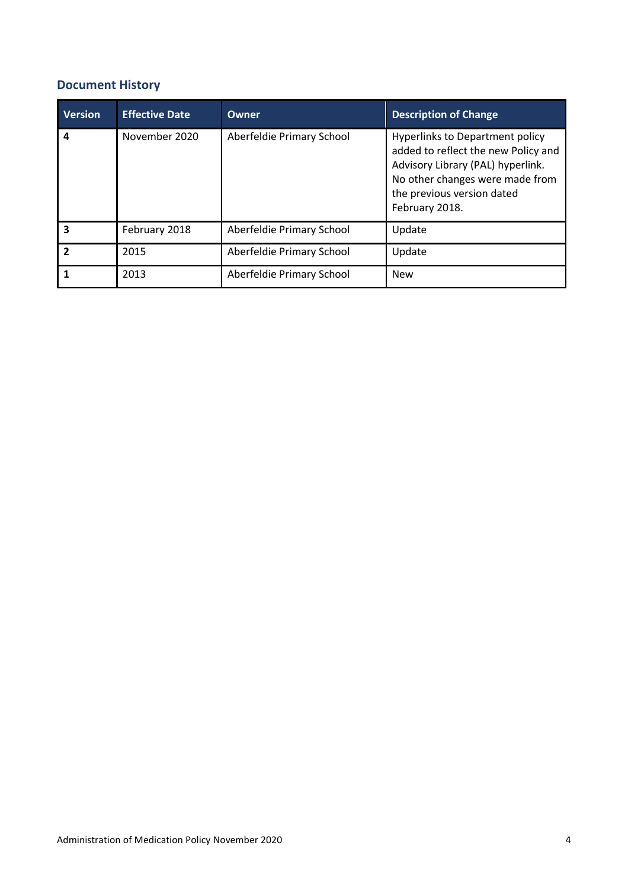## Document History

| Version | Effective Date | Owner | Description of Change |
|---|---|---|---|
| 4 | November 2020 | Aberfeldie Primary School | Hyperlinks to Department policy added to reflect the new Policy and Advisory Library (PAL) hyperlink. No other changes were made from the previous version dated February 2018. |
| 3 | February 2018 | Aberfeldie Primary School | Update |
| 2 | 2015 | Aberfeldie Primary School | Update |
| 1 | 2013 | Aberfeldie Primary School | New |